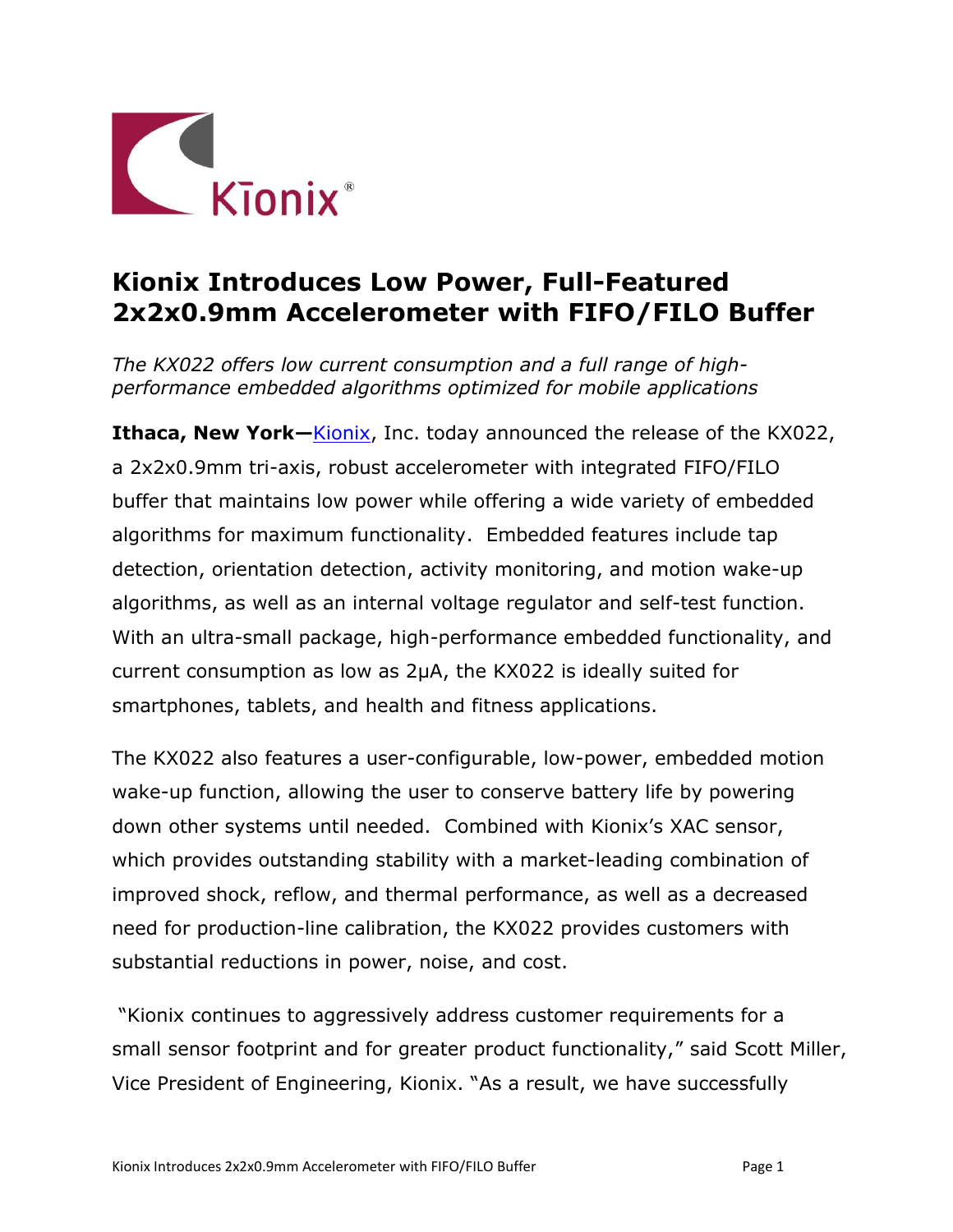# Kionix Introduces Low Power, Full-Featured 2x2x0.9mm Accelerometer with FIFO/FILO Buffer

*The KX022 offers low current consumption and a full range of high-performance embedded algorithms optimized for mobile applications*

**Ithaca, New York—**Kionix, Inc. today announced the release of the KX022, a 2x2x0.9mm tri-axis, robust accelerometer with integrated FIFO/FILO buffer that maintains low power while offering a wide variety of embedded algorithms for maximum functionality. Embedded features include tap detection, orientation detection, activity monitoring, and motion wake-up algorithms, as well as an internal voltage regulator and self-test function. With an ultra-small package, high-performance embedded functionality, and current consumption as low as 2μA, the KX022 is ideally suited for smartphones, tablets, and health and fitness applications.

The KX022 also features a user-configurable, low-power, embedded motion wake-up function, allowing the user to conserve battery life by powering down other systems until needed. Combined with Kionix's XAC sensor, which provides outstanding stability with a market-leading combination of improved shock, reflow, and thermal performance, as well as a decreased need for production-line calibration, the KX022 provides customers with substantial reductions in power, noise, and cost.

"Kionix continues to aggressively address customer requirements for a small sensor footprint and for greater product functionality," said Scott Miller, Vice President of Engineering, Kionix. "As a result, we have successfully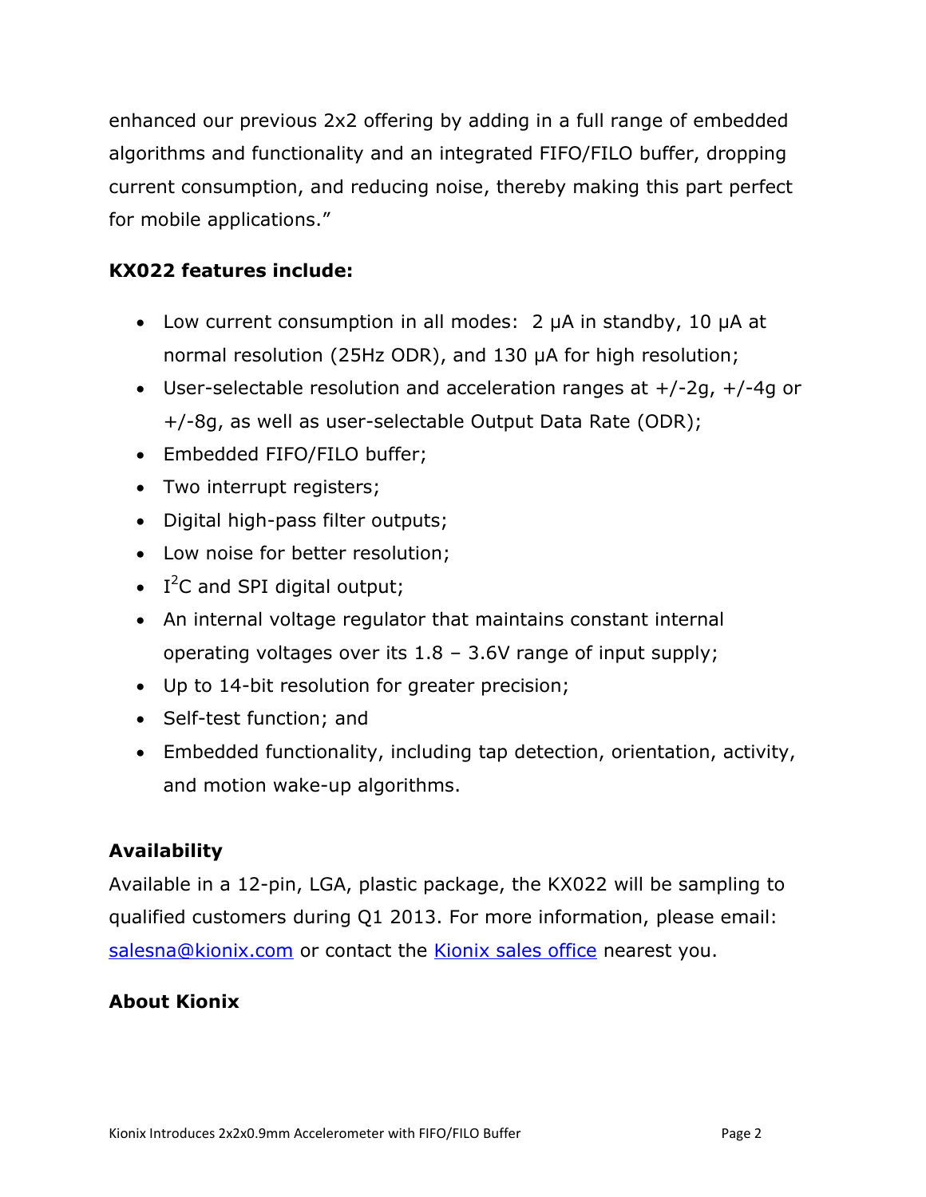enhanced our previous 2x2 offering by adding in a full range of embedded algorithms and functionality and an integrated FIFO/FILO buffer, dropping current consumption, and reducing noise, thereby making this part perfect for mobile applications."

**KX022 features include:**

- Low current consumption in all modes: 2 µA in standby, 10 µA at normal resolution (25Hz ODR), and 130 µA for high resolution;
- User-selectable resolution and acceleration ranges at +/-2g, +/-4g or +/-8g, as well as user-selectable Output Data Rate (ODR);
- Embedded FIFO/FILO buffer;
- Two interrupt registers;
- Digital high-pass filter outputs;
- Low noise for better resolution;
- $I^2C$ and SPI digital output;
- An internal voltage regulator that maintains constant internal operating voltages over its 1.8 – 3.6V range of input supply;
- Up to 14-bit resolution for greater precision;
- Self-test function; and
- Embedded functionality, including tap detection, orientation, activity, and motion wake-up algorithms.

**Availability**

Available in a 12-pin, LGA, plastic package, the KX022 will be sampling to qualified customers during Q1 2013. For more information, please email: salesna@kionix.com or contact the Kionix sales office nearest you.

**About Kionix**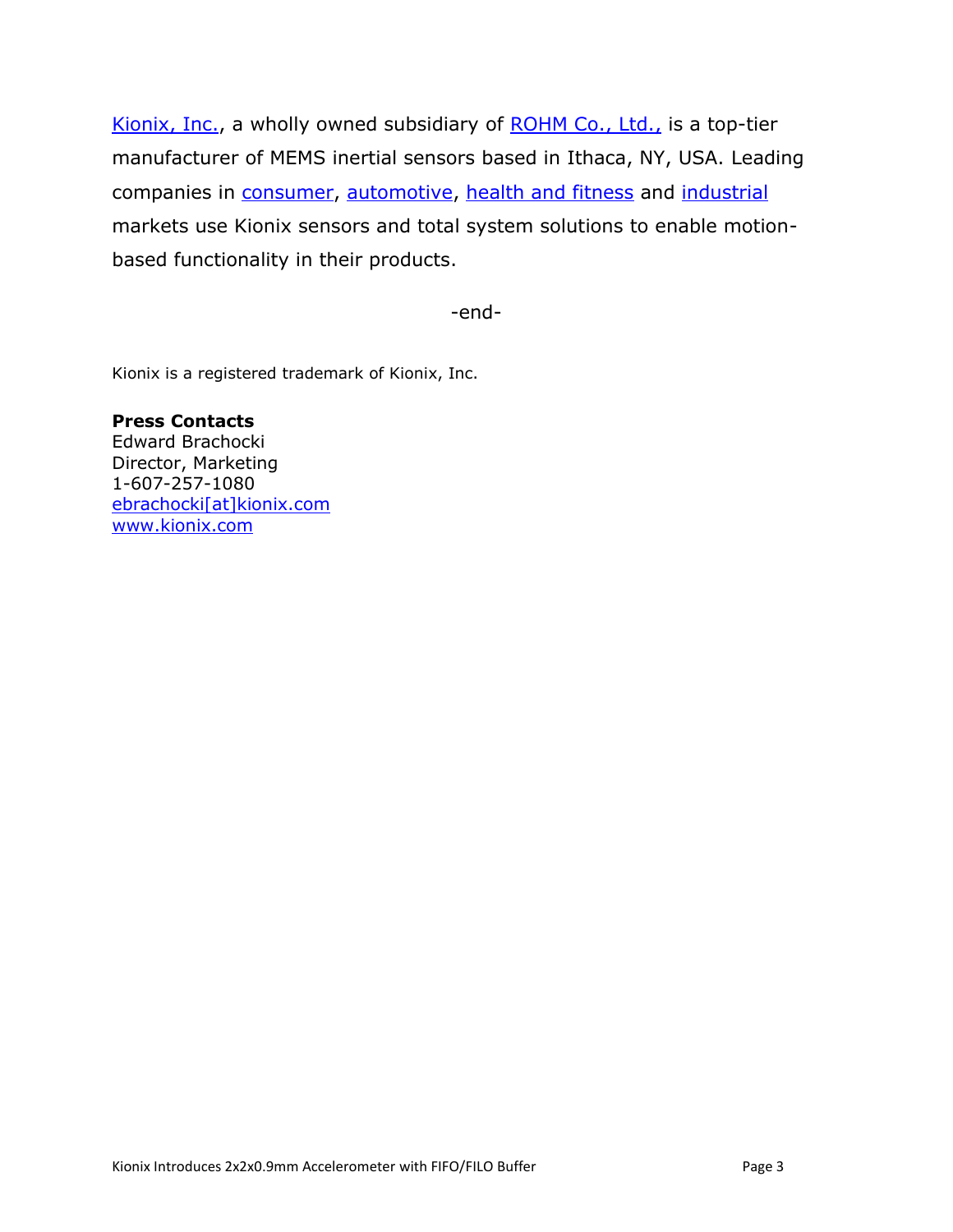Kionix, Inc., a wholly owned subsidiary of ROHM Co., Ltd., is a top-tier manufacturer of MEMS inertial sensors based in Ithaca, NY, USA. Leading companies in consumer, automotive, health and fitness and industrial markets use Kionix sensors and total system solutions to enable motion-based functionality in their products.

-end-

Kionix is a registered trademark of Kionix, Inc.

**Press Contacts**
Edward Brachocki
Director, Marketing
1-607-257-1080
ebrachocki[at]kionix.com
www.kionix.com